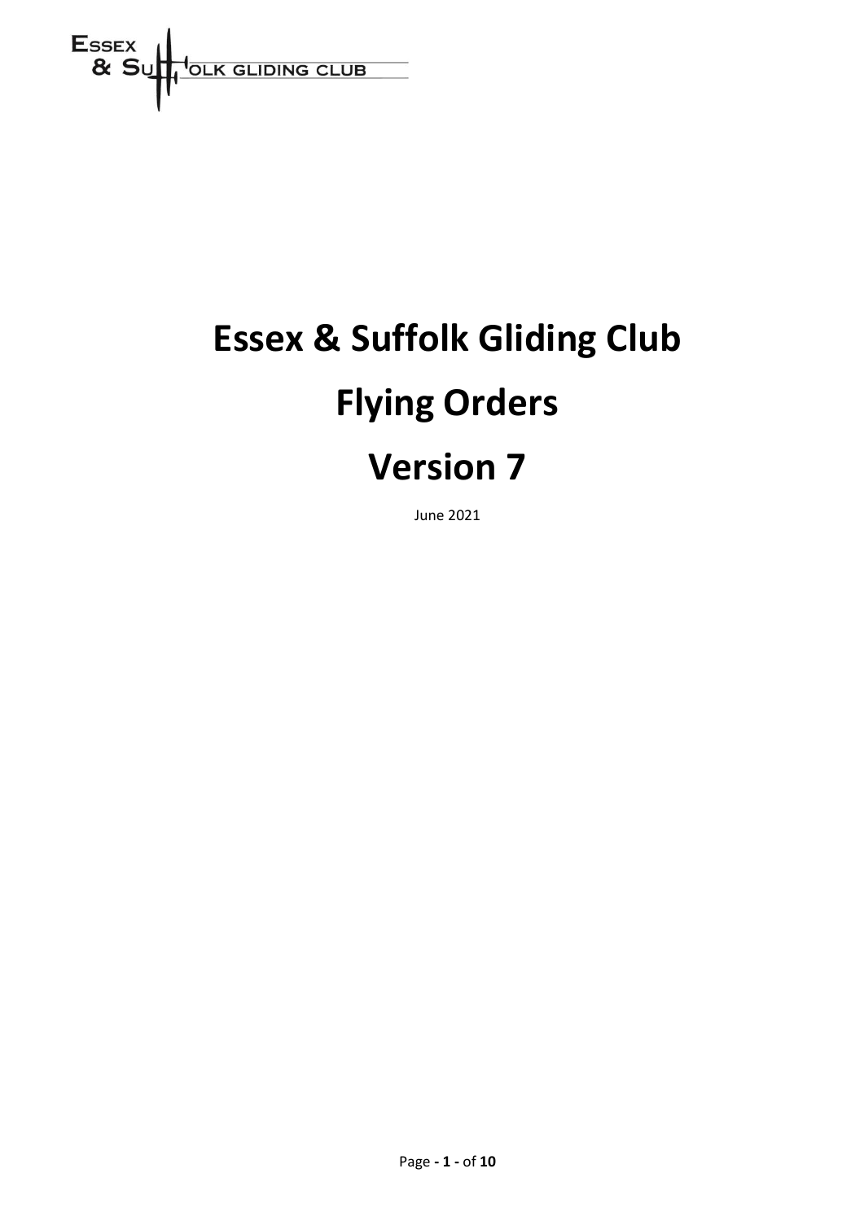# Essex & Suffolk Gliding Club

# Flying Orders

# Version 7

June 2021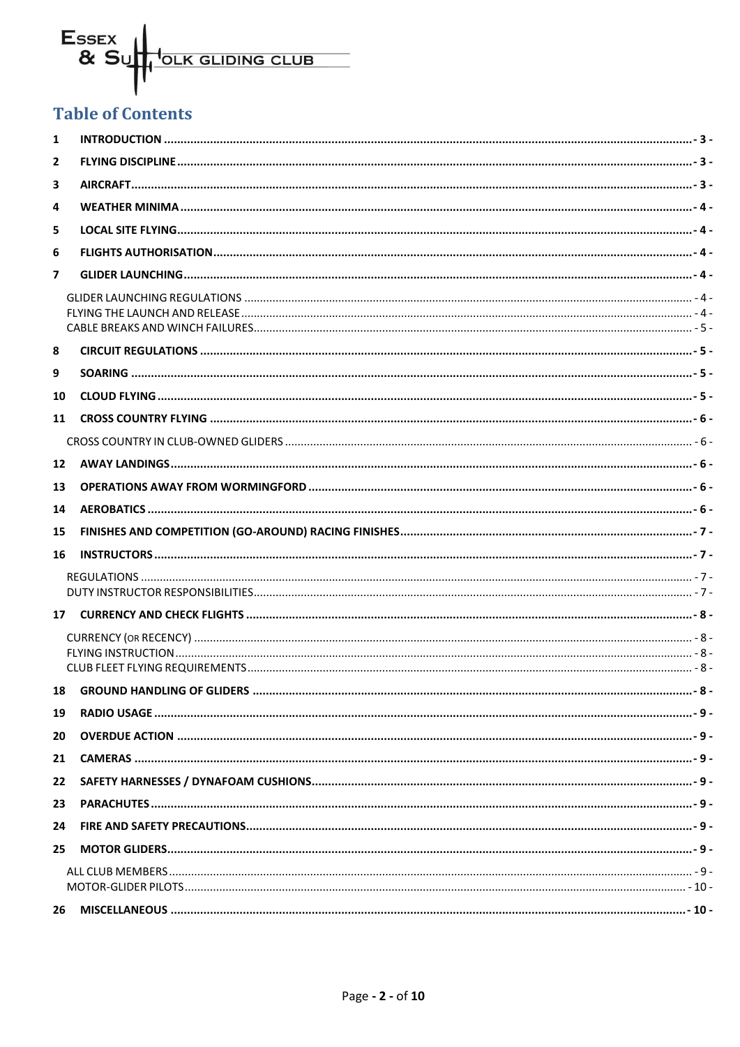# Table of Contents

1 INTRODUCTION - 3 -

2 FLYING DISCIPLINE - 3 -

3 AIRCRAFT - 3 -

4 WEATHER MINIMA - 4 -

5 LOCAL SITE FLYING - 4 -

6 FLIGHTS AUTHORISATION - 4 -

7 GLIDER LAUNCHING - 4 -

- GLIDER LAUNCHING REGULATIONS - 4 -
- FLYING THE LAUNCH AND RELEASE - 4 -
- CABLE BREAKS AND WINCH FAILURES - 5 -

8 CIRCUIT REGULATIONS - 5 -

9 SOARING - 5 -

10 CLOUD FLYING - 5 -

11 CROSS COUNTRY FLYING - 6 -

- CROSS COUNTRY IN CLUB-OWNED GLIDERS - 6 -

12 AWAY LANDINGS - 6 -

13 OPERATIONS AWAY FROM WORMINGFORD - 6 -

14 AEROBATICS - 6 -

15 FINISHES AND COMPETITION (GO-AROUND) RACING FINISHES - 7 -

16 INSTRUCTORS - 7 -

- REGULATIONS - 7 -
- DUTY INSTRUCTOR RESPONSIBILITIES - 7 -

17 CURRENCY AND CHECK FLIGHTS - 8 -

- CURRENCY (OR RECENCY) - 8 -
- FLYING INSTRUCTION - 8 -
- CLUB FLEET FLYING REQUIREMENTS - 8 -

18 GROUND HANDLING OF GLIDERS - 8 -

19 RADIO USAGE - 9 -

20 OVERDUE ACTION - 9 -

21 CAMERAS - 9 -

22 SAFETY HARNESSES / DYNAFOAM CUSHIONS - 9 -

23 PARACHUTES - 9 -

24 FIRE AND SAFETY PRECAUTIONS - 9 -

25 MOTOR GLIDERS - 9 -

- ALL CLUB MEMBERS - 9 -
- MOTOR-GLIDER PILOTS - 10 -

26 MISCELLANEOUS - 10 -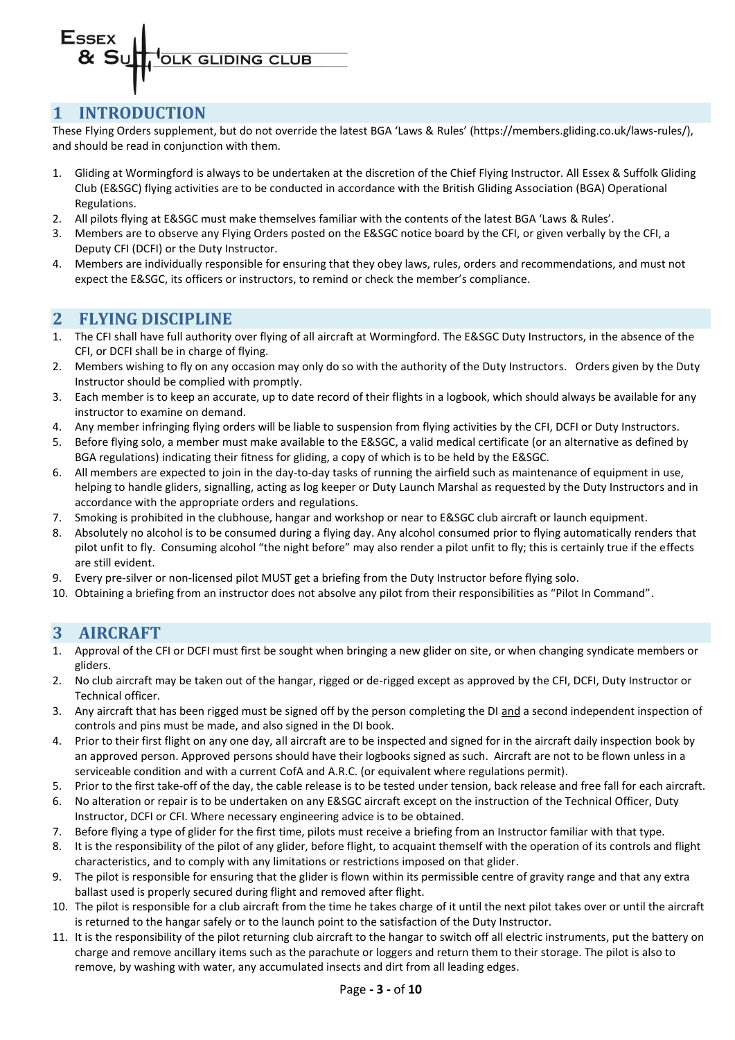# 1 INTRODUCTION

These Flying Orders supplement, but do not override the latest BGA 'Laws & Rules' (https://members.gliding.co.uk/laws-rules/), and should be read in conjunction with them.

1. Gliding at Wormingford is always to be undertaken at the discretion of the Chief Flying Instructor. All Essex & Suffolk Gliding Club (E&SGC) flying activities are to be conducted in accordance with the British Gliding Association (BGA) Operational Regulations.
2. All pilots flying at E&SGC must make themselves familiar with the contents of the latest BGA 'Laws & Rules'.
3. Members are to observe any Flying Orders posted on the E&SGC notice board by the CFI, or given verbally by the CFI, a Deputy CFI (DCFI) or the Duty Instructor.
4. Members are individually responsible for ensuring that they obey laws, rules, orders and recommendations, and must not expect the E&SGC, its officers or instructors, to remind or check the member's compliance.

# 2 FLYING DISCIPLINE

1. The CFI shall have full authority over flying of all aircraft at Wormingford. The E&SGC Duty Instructors, in the absence of the CFI, or DCFI shall be in charge of flying.
2. Members wishing to fly on any occasion may only do so with the authority of the Duty Instructors. Orders given by the Duty Instructor should be complied with promptly.
3. Each member is to keep an accurate, up to date record of their flights in a logbook, which should always be available for any instructor to examine on demand.
4. Any member infringing flying orders will be liable to suspension from flying activities by the CFI, DCFI or Duty Instructors.
5. Before flying solo, a member must make available to the E&SGC, a valid medical certificate (or an alternative as defined by BGA regulations) indicating their fitness for gliding, a copy of which is to be held by the E&SGC.
6. All members are expected to join in the day-to-day tasks of running the airfield such as maintenance of equipment in use, helping to handle gliders, signalling, acting as log keeper or Duty Launch Marshal as requested by the Duty Instructors and in accordance with the appropriate orders and regulations.
7. Smoking is prohibited in the clubhouse, hangar and workshop or near to E&SGC club aircraft or launch equipment.
8. Absolutely no alcohol is to be consumed during a flying day. Any alcohol consumed prior to flying automatically renders that pilot unfit to fly. Consuming alcohol "the night before" may also render a pilot unfit to fly; this is certainly true if the effects are still evident.
9. Every pre-silver or non-licensed pilot MUST get a briefing from the Duty Instructor before flying solo.
10. Obtaining a briefing from an instructor does not absolve any pilot from their responsibilities as "Pilot In Command".

# 3 AIRCRAFT

1. Approval of the CFI or DCFI must first be sought when bringing a new glider on site, or when changing syndicate members or gliders.
2. No club aircraft may be taken out of the hangar, rigged or de-rigged except as approved by the CFI, DCFI, Duty Instructor or Technical officer.
3. Any aircraft that has been rigged must be signed off by the person completing the DI <u>and</u> a second independent inspection of controls and pins must be made, and also signed in the DI book.
4. Prior to their first flight on any one day, all aircraft are to be inspected and signed for in the aircraft daily inspection book by an approved person. Approved persons should have their logbooks signed as such. Aircraft are not to be flown unless in a serviceable condition and with a current CofA and A.R.C. (or equivalent where regulations permit).
5. Prior to the first take-off of the day, the cable release is to be tested under tension, back release and free fall for each aircraft.
6. No alteration or repair is to be undertaken on any E&SGC aircraft except on the instruction of the Technical Officer, Duty Instructor, DCFI or CFI. Where necessary engineering advice is to be obtained.
7. Before flying a type of glider for the first time, pilots must receive a briefing from an Instructor familiar with that type.
8. It is the responsibility of the pilot of any glider, before flight, to acquaint themself with the operation of its controls and flight characteristics, and to comply with any limitations or restrictions imposed on that glider.
9. The pilot is responsible for ensuring that the glider is flown within its permissible centre of gravity range and that any extra ballast used is properly secured during flight and removed after flight.
10. The pilot is responsible for a club aircraft from the time he takes charge of it until the next pilot takes over or until the aircraft is returned to the hangar safely or to the launch point to the satisfaction of the Duty Instructor.
11. It is the responsibility of the pilot returning club aircraft to the hangar to switch off all electric instruments, put the battery on charge and remove ancillary items such as the parachute or loggers and return them to their storage. The pilot is also to remove, by washing with water, any accumulated insects and dirt from all leading edges.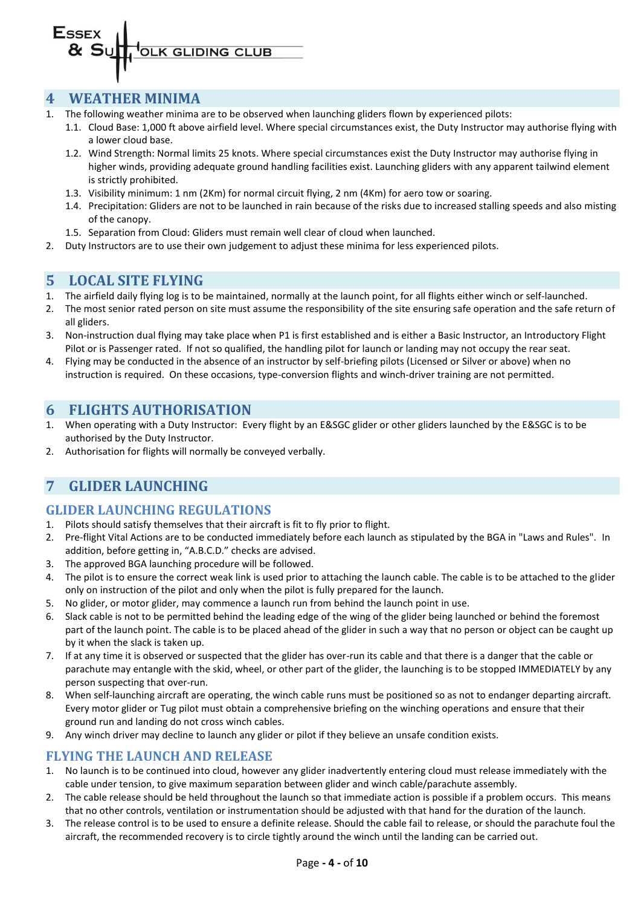# 4 WEATHER MINIMA

1. The following weather minima are to be observed when launching gliders flown by experienced pilots:
   1.1. Cloud Base: 1,000 ft above airfield level. Where special circumstances exist, the Duty Instructor may authorise flying with a lower cloud base.
   1.2. Wind Strength: Normal limits 25 knots. Where special circumstances exist the Duty Instructor may authorise flying in higher winds, providing adequate ground handling facilities exist. Launching gliders with any apparent tailwind element is strictly prohibited.
   1.3. Visibility minimum: 1 nm (2Km) for normal circuit flying, 2 nm (4Km) for aero tow or soaring.
   1.4. Precipitation: Gliders are not to be launched in rain because of the risks due to increased stalling speeds and also misting of the canopy.
   1.5. Separation from Cloud: Gliders must remain well clear of cloud when launched.
2. Duty Instructors are to use their own judgement to adjust these minima for less experienced pilots.

# 5 LOCAL SITE FLYING

1. The airfield daily flying log is to be maintained, normally at the launch point, for all flights either winch or self-launched.
2. The most senior rated person on site must assume the responsibility of the site ensuring safe operation and the safe return of all gliders.
3. Non-instruction dual flying may take place when P1 is first established and is either a Basic Instructor, an Introductory Flight Pilot or is Passenger rated. If not so qualified, the handling pilot for launch or landing may not occupy the rear seat.
4. Flying may be conducted in the absence of an instructor by self-briefing pilots (Licensed or Silver or above) when no instruction is required. On these occasions, type-conversion flights and winch-driver training are not permitted.

# 6 FLIGHTS AUTHORISATION

1. When operating with a Duty Instructor: Every flight by an E&SGC glider or other gliders launched by the E&SGC is to be authorised by the Duty Instructor.
2. Authorisation for flights will normally be conveyed verbally.

# 7 GLIDER LAUNCHING

## GLIDER LAUNCHING REGULATIONS

1. Pilots should satisfy themselves that their aircraft is fit to fly prior to flight.
2. Pre-flight Vital Actions are to be conducted immediately before each launch as stipulated by the BGA in "Laws and Rules". In addition, before getting in, "A.B.C.D." checks are advised.
3. The approved BGA launching procedure will be followed.
4. The pilot is to ensure the correct weak link is used prior to attaching the launch cable. The cable is to be attached to the glider only on instruction of the pilot and only when the pilot is fully prepared for the launch.
5. No glider, or motor glider, may commence a launch run from behind the launch point in use.
6. Slack cable is not to be permitted behind the leading edge of the wing of the glider being launched or behind the foremost part of the launch point. The cable is to be placed ahead of the glider in such a way that no person or object can be caught up by it when the slack is taken up.
7. If at any time it is observed or suspected that the glider has over-run its cable and that there is a danger that the cable or parachute may entangle with the skid, wheel, or other part of the glider, the launching is to be stopped IMMEDIATELY by any person suspecting that over-run.
8. When self-launching aircraft are operating, the winch cable runs must be positioned so as not to endanger departing aircraft. Every motor glider or Tug pilot must obtain a comprehensive briefing on the winching operations and ensure that their ground run and landing do not cross winch cables.
9. Any winch driver may decline to launch any glider or pilot if they believe an unsafe condition exists.

## FLYING THE LAUNCH AND RELEASE

1. No launch is to be continued into cloud, however any glider inadvertently entering cloud must release immediately with the cable under tension, to give maximum separation between glider and winch cable/parachute assembly.
2. The cable release should be held throughout the launch so that immediate action is possible if a problem occurs. This means that no other controls, ventilation or instrumentation should be adjusted with that hand for the duration of the launch.
3. The release control is to be used to ensure a definite release. Should the cable fail to release, or should the parachute foul the aircraft, the recommended recovery is to circle tightly around the winch until the landing can be carried out.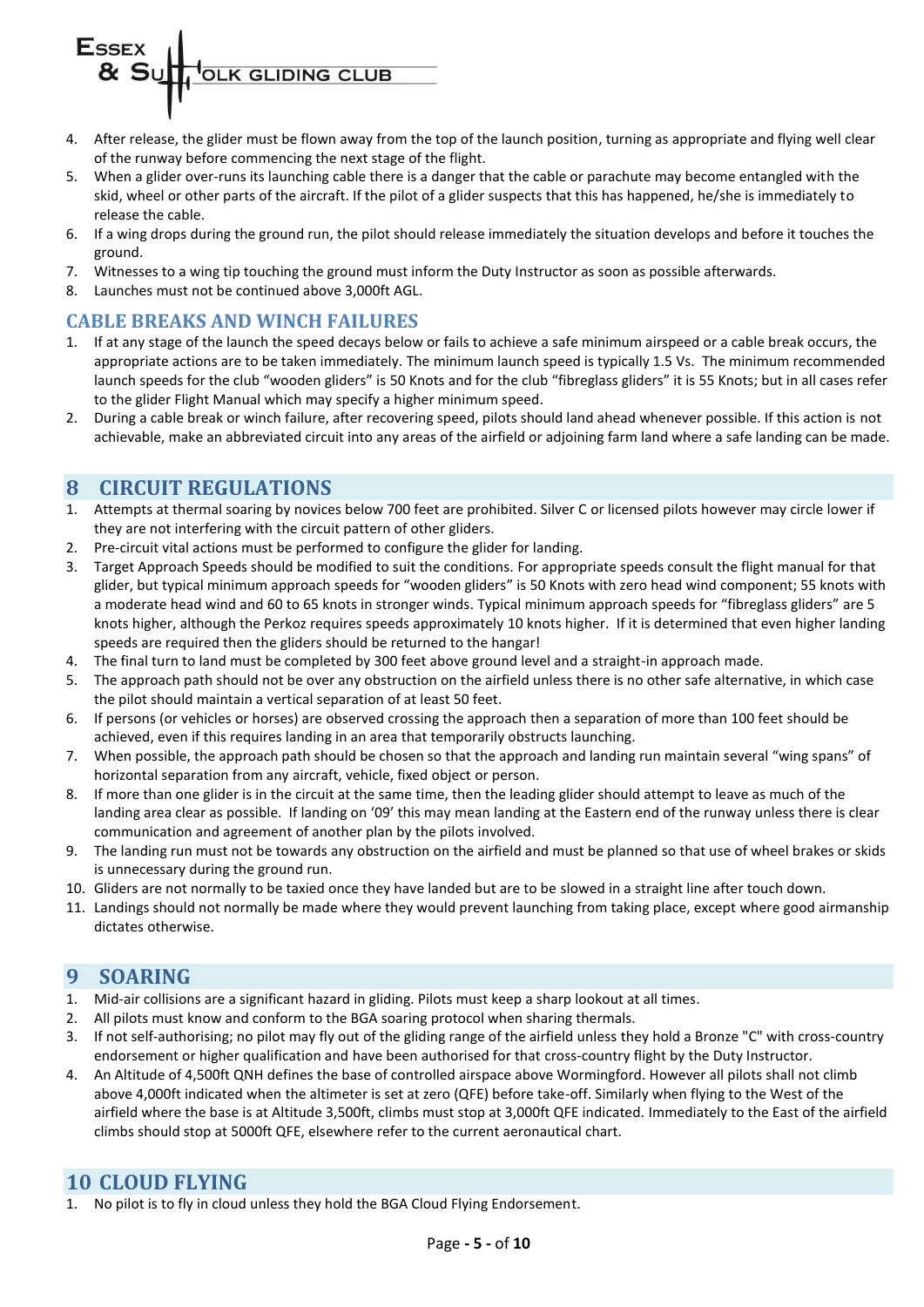4. After release, the glider must be flown away from the top of the launch position, turning as appropriate and flying well clear of the runway before commencing the next stage of the flight.
5. When a glider over-runs its launching cable there is a danger that the cable or parachute may become entangled with the skid, wheel or other parts of the aircraft. If the pilot of a glider suspects that this has happened, he/she is immediately to release the cable.
6. If a wing drops during the ground run, the pilot should release immediately the situation develops and before it touches the ground.
7. Witnesses to a wing tip touching the ground must inform the Duty Instructor as soon as possible afterwards.
8. Launches must not be continued above 3,000ft AGL.

### CABLE BREAKS AND WINCH FAILURES

1. If at any stage of the launch the speed decays below or fails to achieve a safe minimum airspeed or a cable break occurs, the appropriate actions are to be taken immediately. The minimum launch speed is typically 1.5 Vs. The minimum recommended launch speeds for the club "wooden gliders" is 50 Knots and for the club "fibreglass gliders" it is 55 Knots; but in all cases refer to the glider Flight Manual which may specify a higher minimum speed.
2. During a cable break or winch failure, after recovering speed, pilots should land ahead whenever possible. If this action is not achievable, make an abbreviated circuit into any areas of the airfield or adjoining farm land where a safe landing can be made.

## 8 CIRCUIT REGULATIONS

1. Attempts at thermal soaring by novices below 700 feet are prohibited. Silver C or licensed pilots however may circle lower if they are not interfering with the circuit pattern of other gliders.
2. Pre-circuit vital actions must be performed to configure the glider for landing.
3. Target Approach Speeds should be modified to suit the conditions. For appropriate speeds consult the flight manual for that glider, but typical minimum approach speeds for "wooden gliders" is 50 Knots with zero head wind component; 55 knots with a moderate head wind and 60 to 65 knots in stronger winds. Typical minimum approach speeds for "fibreglass gliders" are 5 knots higher, although the Perkoz requires speeds approximately 10 knots higher. If it is determined that even higher landing speeds are required then the gliders should be returned to the hangar!
4. The final turn to land must be completed by 300 feet above ground level and a straight-in approach made.
5. The approach path should not be over any obstruction on the airfield unless there is no other safe alternative, in which case the pilot should maintain a vertical separation of at least 50 feet.
6. If persons (or vehicles or horses) are observed crossing the approach then a separation of more than 100 feet should be achieved, even if this requires landing in an area that temporarily obstructs launching.
7. When possible, the approach path should be chosen so that the approach and landing run maintain several "wing spans" of horizontal separation from any aircraft, vehicle, fixed object or person.
8. If more than one glider is in the circuit at the same time, then the leading glider should attempt to leave as much of the landing area clear as possible. If landing on '09' this may mean landing at the Eastern end of the runway unless there is clear communication and agreement of another plan by the pilots involved.
9. The landing run must not be towards any obstruction on the airfield and must be planned so that use of wheel brakes or skids is unnecessary during the ground run.
10. Gliders are not normally to be taxied once they have landed but are to be slowed in a straight line after touch down.
11. Landings should not normally be made where they would prevent launching from taking place, except where good airmanship dictates otherwise.

## 9 SOARING

1. Mid-air collisions are a significant hazard in gliding. Pilots must keep a sharp lookout at all times.
2. All pilots must know and conform to the BGA soaring protocol when sharing thermals.
3. If not self-authorising; no pilot may fly out of the gliding range of the airfield unless they hold a Bronze "C" with cross-country endorsement or higher qualification and have been authorised for that cross-country flight by the Duty Instructor.
4. An Altitude of 4,500ft QNH defines the base of controlled airspace above Wormingford. However all pilots shall not climb above 4,000ft indicated when the altimeter is set at zero (QFE) before take-off. Similarly when flying to the West of the airfield where the base is at Altitude 3,500ft, climbs must stop at 3,000ft QFE indicated. Immediately to the East of the airfield climbs should stop at 5000ft QFE, elsewhere refer to the current aeronautical chart.

## 10 CLOUD FLYING

1. No pilot is to fly in cloud unless they hold the BGA Cloud Flying Endorsement.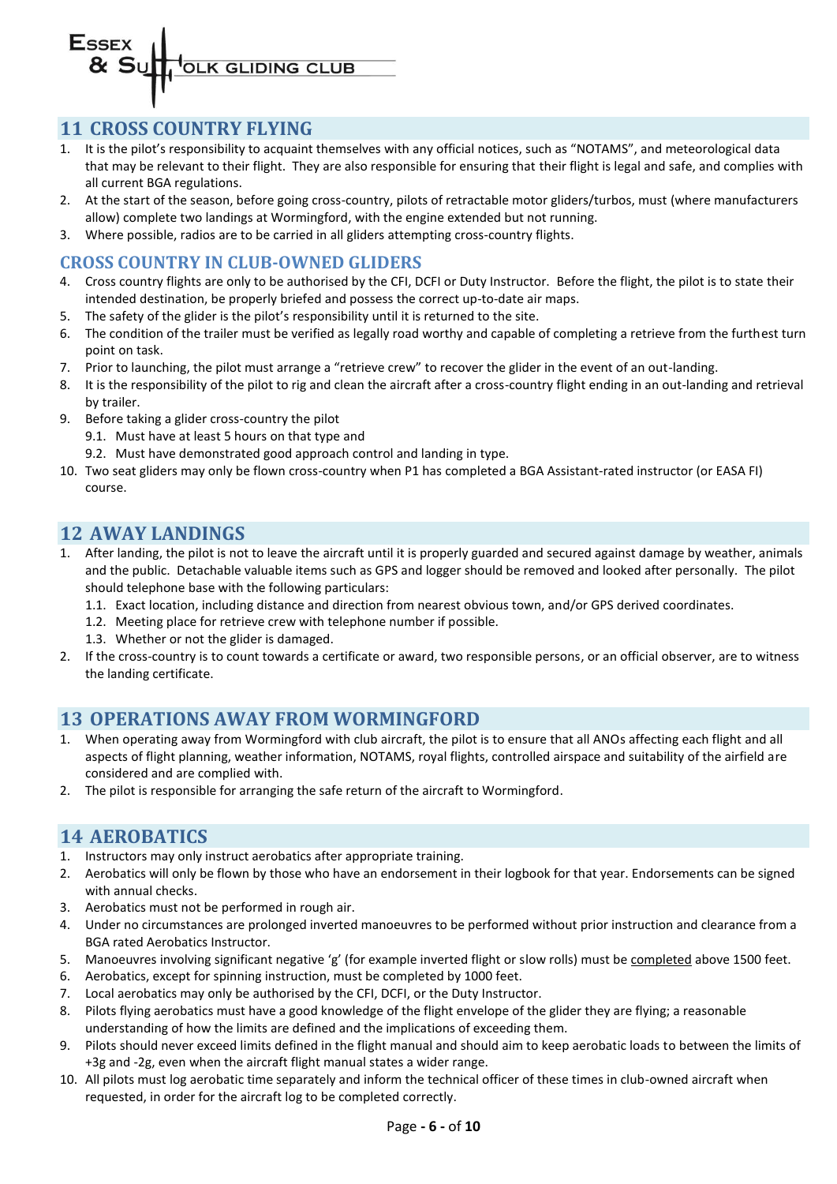## 11 CROSS COUNTRY FLYING

1. It is the pilot's responsibility to acquaint themselves with any official notices, such as "NOTAMS", and meteorological data that may be relevant to their flight. They are also responsible for ensuring that their flight is legal and safe, and complies with all current BGA regulations.
2. At the start of the season, before going cross-country, pilots of retractable motor gliders/turbos, must (where manufacturers allow) complete two landings at Wormingford, with the engine extended but not running.
3. Where possible, radios are to be carried in all gliders attempting cross-country flights.

### CROSS COUNTRY IN CLUB-OWNED GLIDERS

4. Cross country flights are only to be authorised by the CFI, DCFI or Duty Instructor. Before the flight, the pilot is to state their intended destination, be properly briefed and possess the correct up-to-date air maps.
5. The safety of the glider is the pilot's responsibility until it is returned to the site.
6. The condition of the trailer must be verified as legally road worthy and capable of completing a retrieve from the furthest turn point on task.
7. Prior to launching, the pilot must arrange a "retrieve crew" to recover the glider in the event of an out-landing.
8. It is the responsibility of the pilot to rig and clean the aircraft after a cross-country flight ending in an out-landing and retrieval by trailer.
9. Before taking a glider cross-country the pilot
   - 9.1. Must have at least 5 hours on that type and
   - 9.2. Must have demonstrated good approach control and landing in type.
10. Two seat gliders may only be flown cross-country when P1 has completed a BGA Assistant-rated instructor (or EASA FI) course.

## 12 AWAY LANDINGS

1. After landing, the pilot is not to leave the aircraft until it is properly guarded and secured against damage by weather, animals and the public. Detachable valuable items such as GPS and logger should be removed and looked after personally. The pilot should telephone base with the following particulars:
   - 1.1. Exact location, including distance and direction from nearest obvious town, and/or GPS derived coordinates.
   - 1.2. Meeting place for retrieve crew with telephone number if possible.
   - 1.3. Whether or not the glider is damaged.
2. If the cross-country is to count towards a certificate or award, two responsible persons, or an official observer, are to witness the landing certificate.

## 13 OPERATIONS AWAY FROM WORMINGFORD

1. When operating away from Wormingford with club aircraft, the pilot is to ensure that all ANOs affecting each flight and all aspects of flight planning, weather information, NOTAMS, royal flights, controlled airspace and suitability of the airfield are considered and are complied with.
2. The pilot is responsible for arranging the safe return of the aircraft to Wormingford.

## 14 AEROBATICS

1. Instructors may only instruct aerobatics after appropriate training.
2. Aerobatics will only be flown by those who have an endorsement in their logbook for that year. Endorsements can be signed with annual checks.
3. Aerobatics must not be performed in rough air.
4. Under no circumstances are prolonged inverted manoeuvres to be performed without prior instruction and clearance from a BGA rated Aerobatics Instructor.
5. Manoeuvres involving significant negative 'g' (for example inverted flight or slow rolls) must be completed above 1500 feet.
6. Aerobatics, except for spinning instruction, must be completed by 1000 feet.
7. Local aerobatics may only be authorised by the CFI, DCFI, or the Duty Instructor.
8. Pilots flying aerobatics must have a good knowledge of the flight envelope of the glider they are flying; a reasonable understanding of how the limits are defined and the implications of exceeding them.
9. Pilots should never exceed limits defined in the flight manual and should aim to keep aerobatic loads to between the limits of +3g and -2g, even when the aircraft flight manual states a wider range.
10. All pilots must log aerobatic time separately and inform the technical officer of these times in club-owned aircraft when requested, in order for the aircraft log to be completed correctly.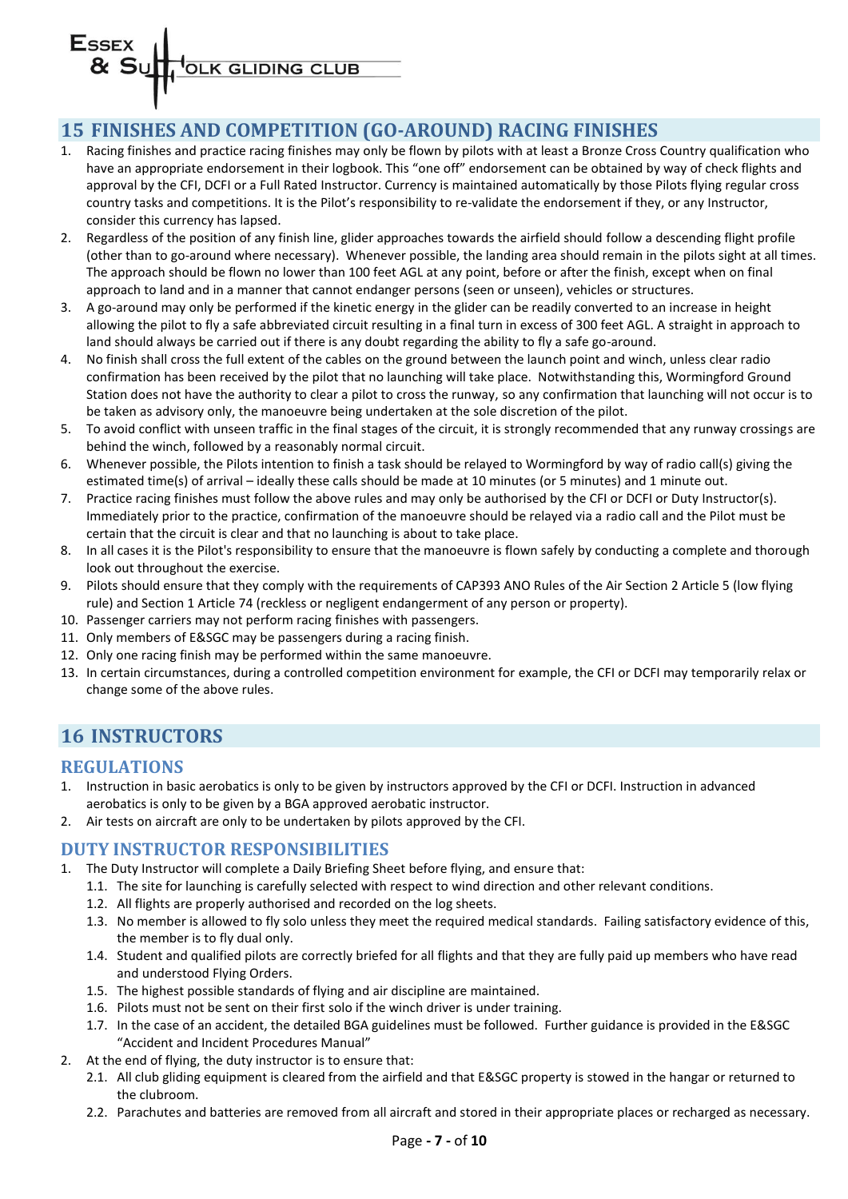## 15 FINISHES AND COMPETITION (GO-AROUND) RACING FINISHES

1. Racing finishes and practice racing finishes may only be flown by pilots with at least a Bronze Cross Country qualification who have an appropriate endorsement in their logbook. This "one off" endorsement can be obtained by way of check flights and approval by the CFI, DCFI or a Full Rated Instructor. Currency is maintained automatically by those Pilots flying regular cross country tasks and competitions. It is the Pilot's responsibility to re-validate the endorsement if they, or any Instructor, consider this currency has lapsed.
2. Regardless of the position of any finish line, glider approaches towards the airfield should follow a descending flight profile (other than to go-around where necessary). Whenever possible, the landing area should remain in the pilots sight at all times. The approach should be flown no lower than 100 feet AGL at any point, before or after the finish, except when on final approach to land and in a manner that cannot endanger persons (seen or unseen), vehicles or structures.
3. A go-around may only be performed if the kinetic energy in the glider can be readily converted to an increase in height allowing the pilot to fly a safe abbreviated circuit resulting in a final turn in excess of 300 feet AGL. A straight in approach to land should always be carried out if there is any doubt regarding the ability to fly a safe go-around.
4. No finish shall cross the full extent of the cables on the ground between the launch point and winch, unless clear radio confirmation has been received by the pilot that no launching will take place. Notwithstanding this, Wormingford Ground Station does not have the authority to clear a pilot to cross the runway, so any confirmation that launching will not occur is to be taken as advisory only, the manoeuvre being undertaken at the sole discretion of the pilot.
5. To avoid conflict with unseen traffic in the final stages of the circuit, it is strongly recommended that any runway crossings are behind the winch, followed by a reasonably normal circuit.
6. Whenever possible, the Pilots intention to finish a task should be relayed to Wormingford by way of radio call(s) giving the estimated time(s) of arrival – ideally these calls should be made at 10 minutes (or 5 minutes) and 1 minute out.
7. Practice racing finishes must follow the above rules and may only be authorised by the CFI or DCFI or Duty Instructor(s). Immediately prior to the practice, confirmation of the manoeuvre should be relayed via a radio call and the Pilot must be certain that the circuit is clear and that no launching is about to take place.
8. In all cases it is the Pilot's responsibility to ensure that the manoeuvre is flown safely by conducting a complete and thorough look out throughout the exercise.
9. Pilots should ensure that they comply with the requirements of CAP393 ANO Rules of the Air Section 2 Article 5 (low flying rule) and Section 1 Article 74 (reckless or negligent endangerment of any person or property).
10. Passenger carriers may not perform racing finishes with passengers.
11. Only members of E&SGC may be passengers during a racing finish.
12. Only one racing finish may be performed within the same manoeuvre.
13. In certain circumstances, during a controlled competition environment for example, the CFI or DCFI may temporarily relax or change some of the above rules.

## 16 INSTRUCTORS

### REGULATIONS

1. Instruction in basic aerobatics is only to be given by instructors approved by the CFI or DCFI. Instruction in advanced aerobatics is only to be given by a BGA approved aerobatic instructor.
2. Air tests on aircraft are only to be undertaken by pilots approved by the CFI.

### DUTY INSTRUCTOR RESPONSIBILITIES

1. The Duty Instructor will complete a Daily Briefing Sheet before flying, and ensure that:
   1.1. The site for launching is carefully selected with respect to wind direction and other relevant conditions.
   1.2. All flights are properly authorised and recorded on the log sheets.
   1.3. No member is allowed to fly solo unless they meet the required medical standards. Failing satisfactory evidence of this, the member is to fly dual only.
   1.4. Student and qualified pilots are correctly briefed for all flights and that they are fully paid up members who have read and understood Flying Orders.
   1.5. The highest possible standards of flying and air discipline are maintained.
   1.6. Pilots must not be sent on their first solo if the winch driver is under training.
   1.7. In the case of an accident, the detailed BGA guidelines must be followed. Further guidance is provided in the E&SGC "Accident and Incident Procedures Manual"
2. At the end of flying, the duty instructor is to ensure that:
   2.1. All club gliding equipment is cleared from the airfield and that E&SGC property is stowed in the hangar or returned to the clubroom.
   2.2. Parachutes and batteries are removed from all aircraft and stored in their appropriate places or recharged as necessary.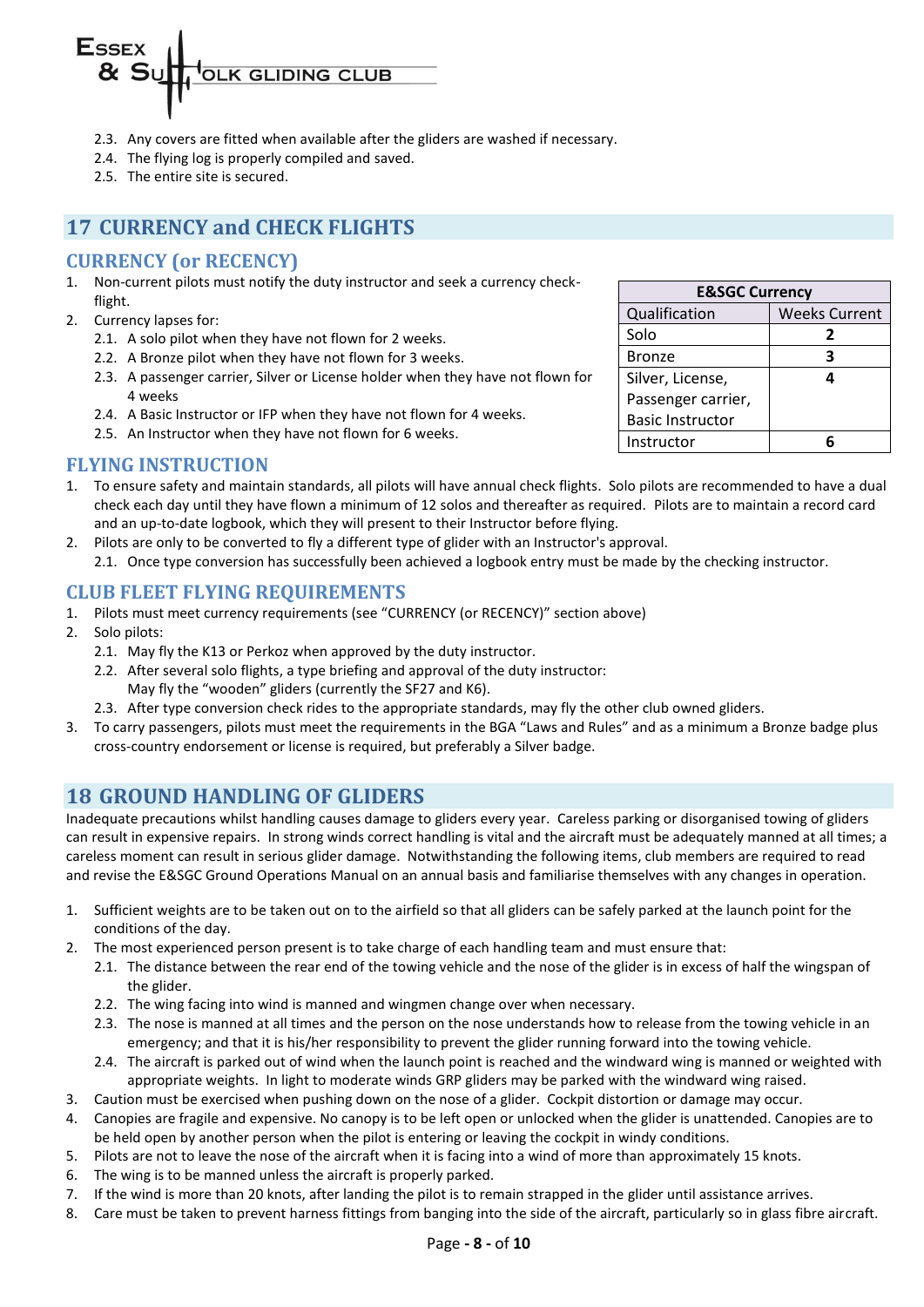2.3. Any covers are fitted when available after the gliders are washed if necessary.
2.4. The flying log is properly compiled and saved.
2.5. The entire site is secured.

## 17 CURRENCY and CHECK FLIGHTS

### CURRENCY (or RECENCY)

1. Non-current pilots must notify the duty instructor and seek a currency check-flight.
2. Currency lapses for:
   2.1. A solo pilot when they have not flown for 2 weeks.
   2.2. A Bronze pilot when they have not flown for 3 weeks.
   2.3. A passenger carrier, Silver or License holder when they have not flown for 4 weeks
   2.4. A Basic Instructor or IFP when they have not flown for 4 weeks.
   2.5. An Instructor when they have not flown for 6 weeks.

| E&SGC Currency | |
|---|---|
| Qualification | Weeks Current |
| Solo | **2** |
| Bronze | **3** |
| Silver, License, Passenger carrier, Basic Instructor | **4** |
| Instructor | **6** |

### FLYING INSTRUCTION

1. To ensure safety and maintain standards, all pilots will have annual check flights. Solo pilots are recommended to have a dual check each day until they have flown a minimum of 12 solos and thereafter as required. Pilots are to maintain a record card and an up-to-date logbook, which they will present to their Instructor before flying.
2. Pilots are only to be converted to fly a different type of glider with an Instructor's approval.
   2.1. Once type conversion has successfully been achieved a logbook entry must be made by the checking instructor.

### CLUB FLEET FLYING REQUIREMENTS

1. Pilots must meet currency requirements (see "CURRENCY (or RECENCY)" section above)
2. Solo pilots:
   2.1. May fly the K13 or Perkoz when approved by the duty instructor.
   2.2. After several solo flights, a type briefing and approval of the duty instructor:
   May fly the "wooden" gliders (currently the SF27 and K6).
   2.3. After type conversion check rides to the appropriate standards, may fly the other club owned gliders.
3. To carry passengers, pilots must meet the requirements in the BGA "Laws and Rules" and as a minimum a Bronze badge plus cross-country endorsement or license is required, but preferably a Silver badge.

## 18 GROUND HANDLING OF GLIDERS

Inadequate precautions whilst handling causes damage to gliders every year. Careless parking or disorganised towing of gliders can result in expensive repairs. In strong winds correct handling is vital and the aircraft must be adequately manned at all times; a careless moment can result in serious glider damage. Notwithstanding the following items, club members are required to read and revise the E&SGC Ground Operations Manual on an annual basis and familiarise themselves with any changes in operation.

1. Sufficient weights are to be taken out on to the airfield so that all gliders can be safely parked at the launch point for the conditions of the day.
2. The most experienced person present is to take charge of each handling team and must ensure that:
   2.1. The distance between the rear end of the towing vehicle and the nose of the glider is in excess of half the wingspan of the glider.
   2.2. The wing facing into wind is manned and wingmen change over when necessary.
   2.3. The nose is manned at all times and the person on the nose understands how to release from the towing vehicle in an emergency; and that it is his/her responsibility to prevent the glider running forward into the towing vehicle.
   2.4. The aircraft is parked out of wind when the launch point is reached and the windward wing is manned or weighted with appropriate weights. In light to moderate winds GRP gliders may be parked with the windward wing raised.
3. Caution must be exercised when pushing down on the nose of a glider. Cockpit distortion or damage may occur.
4. Canopies are fragile and expensive. No canopy is to be left open or unlocked when the glider is unattended. Canopies are to be held open by another person when the pilot is entering or leaving the cockpit in windy conditions.
5. Pilots are not to leave the nose of the aircraft when it is facing into a wind of more than approximately 15 knots.
6. The wing is to be manned unless the aircraft is properly parked.
7. If the wind is more than 20 knots, after landing the pilot is to remain strapped in the glider until assistance arrives.
8. Care must be taken to prevent harness fittings from banging into the side of the aircraft, particularly so in glass fibre aircraft.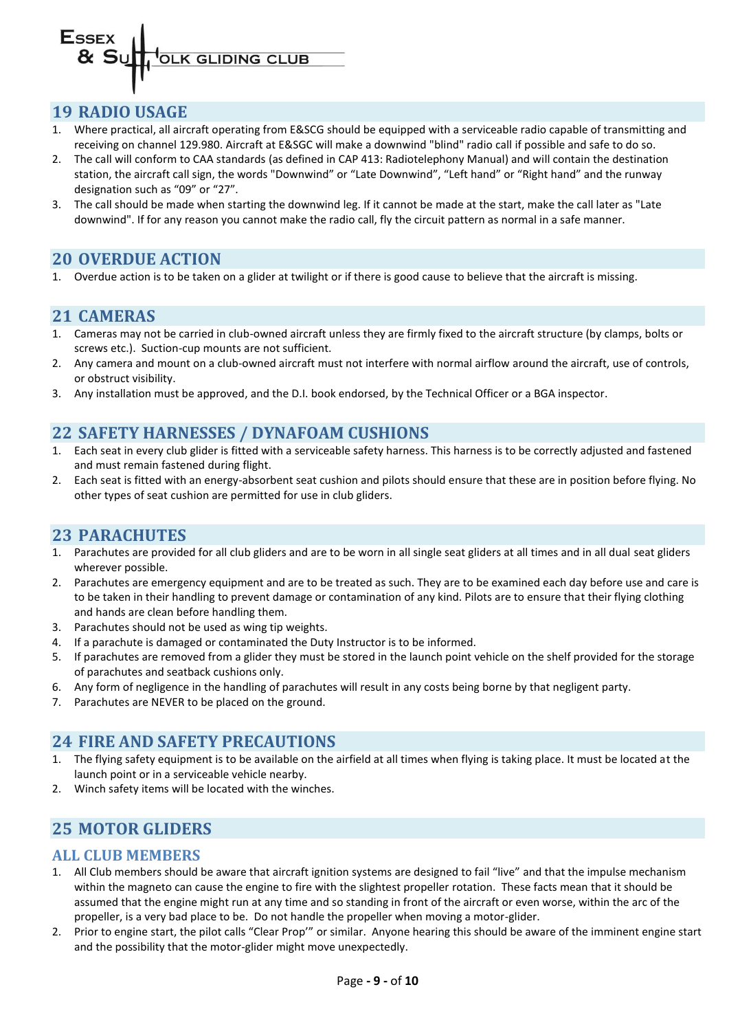## 19 RADIO USAGE

1. Where practical, all aircraft operating from E&SCG should be equipped with a serviceable radio capable of transmitting and receiving on channel 129.980. Aircraft at E&SGC will make a downwind "blind" radio call if possible and safe to do so.
2. The call will conform to CAA standards (as defined in CAP 413: Radiotelephony Manual) and will contain the destination station, the aircraft call sign, the words "Downwind" or "Late Downwind", "Left hand" or "Right hand" and the runway designation such as "09" or "27".
3. The call should be made when starting the downwind leg. If it cannot be made at the start, make the call later as "Late downwind". If for any reason you cannot make the radio call, fly the circuit pattern as normal in a safe manner.

## 20 OVERDUE ACTION

1. Overdue action is to be taken on a glider at twilight or if there is good cause to believe that the aircraft is missing.

## 21 CAMERAS

1. Cameras may not be carried in club-owned aircraft unless they are firmly fixed to the aircraft structure (by clamps, bolts or screws etc.). Suction-cup mounts are not sufficient.
2. Any camera and mount on a club-owned aircraft must not interfere with normal airflow around the aircraft, use of controls, or obstruct visibility.
3. Any installation must be approved, and the D.I. book endorsed, by the Technical Officer or a BGA inspector.

## 22 SAFETY HARNESSES / DYNAFOAM CUSHIONS

1. Each seat in every club glider is fitted with a serviceable safety harness. This harness is to be correctly adjusted and fastened and must remain fastened during flight.
2. Each seat is fitted with an energy-absorbent seat cushion and pilots should ensure that these are in position before flying. No other types of seat cushion are permitted for use in club gliders.

## 23 PARACHUTES

1. Parachutes are provided for all club gliders and are to be worn in all single seat gliders at all times and in all dual seat gliders wherever possible.
2. Parachutes are emergency equipment and are to be treated as such. They are to be examined each day before use and care is to be taken in their handling to prevent damage or contamination of any kind. Pilots are to ensure that their flying clothing and hands are clean before handling them.
3. Parachutes should not be used as wing tip weights.
4. If a parachute is damaged or contaminated the Duty Instructor is to be informed.
5. If parachutes are removed from a glider they must be stored in the launch point vehicle on the shelf provided for the storage of parachutes and seatback cushions only.
6. Any form of negligence in the handling of parachutes will result in any costs being borne by that negligent party.
7. Parachutes are NEVER to be placed on the ground.

## 24 FIRE AND SAFETY PRECAUTIONS

1. The flying safety equipment is to be available on the airfield at all times when flying is taking place. It must be located at the launch point or in a serviceable vehicle nearby.
2. Winch safety items will be located with the winches.

## 25 MOTOR GLIDERS

### ALL CLUB MEMBERS

1. All Club members should be aware that aircraft ignition systems are designed to fail "live" and that the impulse mechanism within the magneto can cause the engine to fire with the slightest propeller rotation. These facts mean that it should be assumed that the engine might run at any time and so standing in front of the aircraft or even worse, within the arc of the propeller, is a very bad place to be. Do not handle the propeller when moving a motor-glider.
2. Prior to engine start, the pilot calls "Clear Prop'" or similar. Anyone hearing this should be aware of the imminent engine start and the possibility that the motor-glider might move unexpectedly.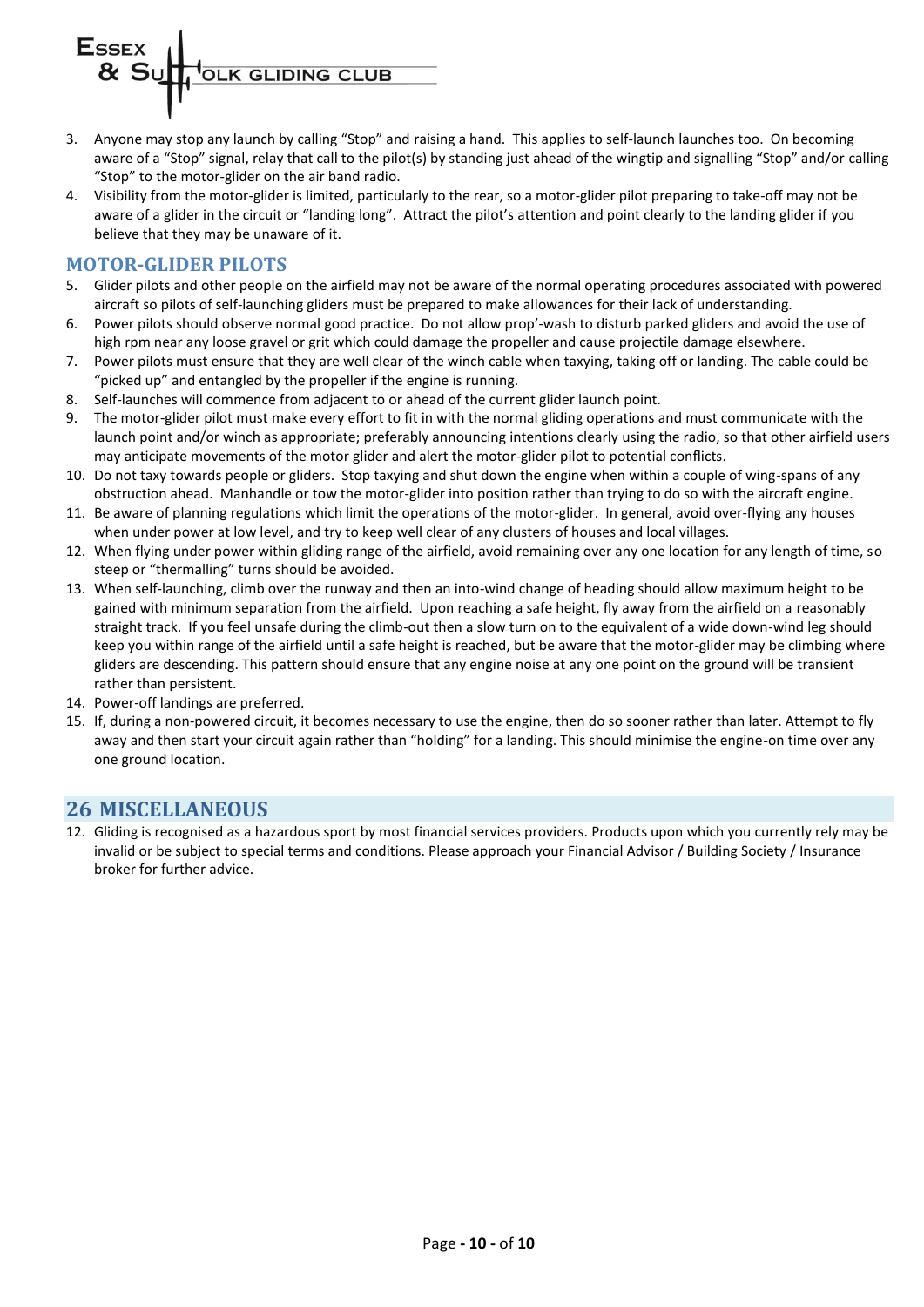3. Anyone may stop any launch by calling "Stop" and raising a hand. This applies to self-launch launches too. On becoming aware of a "Stop" signal, relay that call to the pilot(s) by standing just ahead of the wingtip and signalling "Stop" and/or calling "Stop" to the motor-glider on the air band radio.
4. Visibility from the motor-glider is limited, particularly to the rear, so a motor-glider pilot preparing to take-off may not be aware of a glider in the circuit or "landing long". Attract the pilot's attention and point clearly to the landing glider if you believe that they may be unaware of it.

### MOTOR-GLIDER PILOTS

5. Glider pilots and other people on the airfield may not be aware of the normal operating procedures associated with powered aircraft so pilots of self-launching gliders must be prepared to make allowances for their lack of understanding.
6. Power pilots should observe normal good practice. Do not allow prop'-wash to disturb parked gliders and avoid the use of high rpm near any loose gravel or grit which could damage the propeller and cause projectile damage elsewhere.
7. Power pilots must ensure that they are well clear of the winch cable when taxying, taking off or landing. The cable could be "picked up" and entangled by the propeller if the engine is running.
8. Self-launches will commence from adjacent to or ahead of the current glider launch point.
9. The motor-glider pilot must make every effort to fit in with the normal gliding operations and must communicate with the launch point and/or winch as appropriate; preferably announcing intentions clearly using the radio, so that other airfield users may anticipate movements of the motor glider and alert the motor-glider pilot to potential conflicts.
10. Do not taxy towards people or gliders. Stop taxying and shut down the engine when within a couple of wing-spans of any obstruction ahead. Manhandle or tow the motor-glider into position rather than trying to do so with the aircraft engine.
11. Be aware of planning regulations which limit the operations of the motor-glider. In general, avoid over-flying any houses when under power at low level, and try to keep well clear of any clusters of houses and local villages.
12. When flying under power within gliding range of the airfield, avoid remaining over any one location for any length of time, so steep or "thermalling" turns should be avoided.
13. When self-launching, climb over the runway and then an into-wind change of heading should allow maximum height to be gained with minimum separation from the airfield. Upon reaching a safe height, fly away from the airfield on a reasonably straight track. If you feel unsafe during the climb-out then a slow turn on to the equivalent of a wide down-wind leg should keep you within range of the airfield until a safe height is reached, but be aware that the motor-glider may be climbing where gliders are descending. This pattern should ensure that any engine noise at any one point on the ground will be transient rather than persistent.
14. Power-off landings are preferred.
15. If, during a non-powered circuit, it becomes necessary to use the engine, then do so sooner rather than later. Attempt to fly away and then start your circuit again rather than "holding" for a landing. This should minimise the engine-on time over any one ground location.

## 26 MISCELLANEOUS

12. Gliding is recognised as a hazardous sport by most financial services providers. Products upon which you currently rely may be invalid or be subject to special terms and conditions. Please approach your Financial Advisor / Building Society / Insurance broker for further advice.